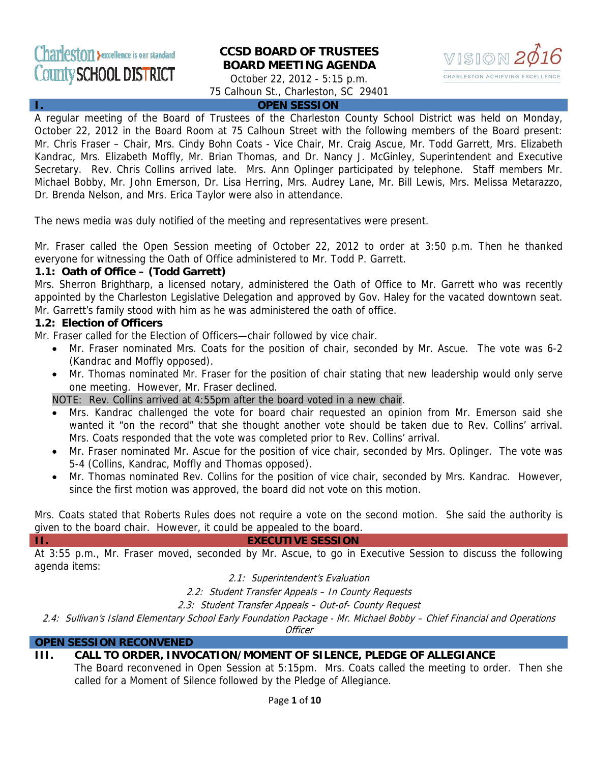**CCSD BOARD OF TRUSTEES**
**BOARD MEETING AGENDA**
October 22, 2012 - 5:15 p.m.
75 Calhoun St., Charleston, SC 29401

## I. OPEN SESSION

A regular meeting of the Board of Trustees of the Charleston County School District was held on Monday, October 22, 2012 in the Board Room at 75 Calhoun Street with the following members of the Board present: Mr. Chris Fraser – Chair, Mrs. Cindy Bohn Coats - Vice Chair, Mr. Craig Ascue, Mr. Todd Garrett, Mrs. Elizabeth Kandrac, Mrs. Elizabeth Moffly, Mr. Brian Thomas, and Dr. Nancy J. McGinley, Superintendent and Executive Secretary. Rev. Chris Collins arrived late. Mrs. Ann Oplinger participated by telephone. Staff members Mr. Michael Bobby, Mr. John Emerson, Dr. Lisa Herring, Mrs. Audrey Lane, Mr. Bill Lewis, Mrs. Melissa Metarazzo, Dr. Brenda Nelson, and Mrs. Erica Taylor were also in attendance.

The news media was duly notified of the meeting and representatives were present.

Mr. Fraser called the Open Session meeting of October 22, 2012 to order at 3:50 p.m. Then he thanked everyone for witnessing the Oath of Office administered to Mr. Todd P. Garrett.

### 1.1: Oath of Office – (Todd Garrett)

Mrs. Sherron Brightharp, a licensed notary, administered the Oath of Office to Mr. Garrett who was recently appointed by the Charleston Legislative Delegation and approved by Gov. Haley for the vacated downtown seat. Mr. Garrett's family stood with him as he was administered the oath of office.

### 1.2: Election of Officers

Mr. Fraser called for the Election of Officers—chair followed by vice chair.

- Mr. Fraser nominated Mrs. Coats for the position of chair, seconded by Mr. Ascue. The vote was 6-2 (Kandrac and Moffly opposed).
- Mr. Thomas nominated Mr. Fraser for the position of chair stating that new leadership would only serve one meeting. However, Mr. Fraser declined.

NOTE: Rev. Collins arrived at 4:55pm after the board voted in a new chair.

- Mrs. Kandrac challenged the vote for board chair requested an opinion from Mr. Emerson said she wanted it "on the record" that she thought another vote should be taken due to Rev. Collins' arrival. Mrs. Coats responded that the vote was completed prior to Rev. Collins' arrival.
- Mr. Fraser nominated Mr. Ascue for the position of vice chair, seconded by Mrs. Oplinger. The vote was 5-4 (Collins, Kandrac, Moffly and Thomas opposed).
- Mr. Thomas nominated Rev. Collins for the position of vice chair, seconded by Mrs. Kandrac. However, since the first motion was approved, the board did not vote on this motion.

Mrs. Coats stated that Roberts Rules does not require a vote on the second motion. She said the authority is given to the board chair. However, it could be appealed to the board.

## II. EXECUTIVE SESSION

At 3:55 p.m., Mr. Fraser moved, seconded by Mr. Ascue, to go in Executive Session to discuss the following agenda items:

*2.1: Superintendent's Evaluation*

*2.2: Student Transfer Appeals – In County Requests*

*2.3: Student Transfer Appeals – Out-of- County Request*

*2.4: Sullivan's Island Elementary School Early Foundation Package - Mr. Michael Bobby – Chief Financial and Operations Officer*

## OPEN SESSION RECONVENED

## III. CALL TO ORDER, INVOCATION/MOMENT OF SILENCE, PLEDGE OF ALLEGIANCE

The Board reconvened in Open Session at 5:15pm. Mrs. Coats called the meeting to order. Then she called for a Moment of Silence followed by the Pledge of Allegiance.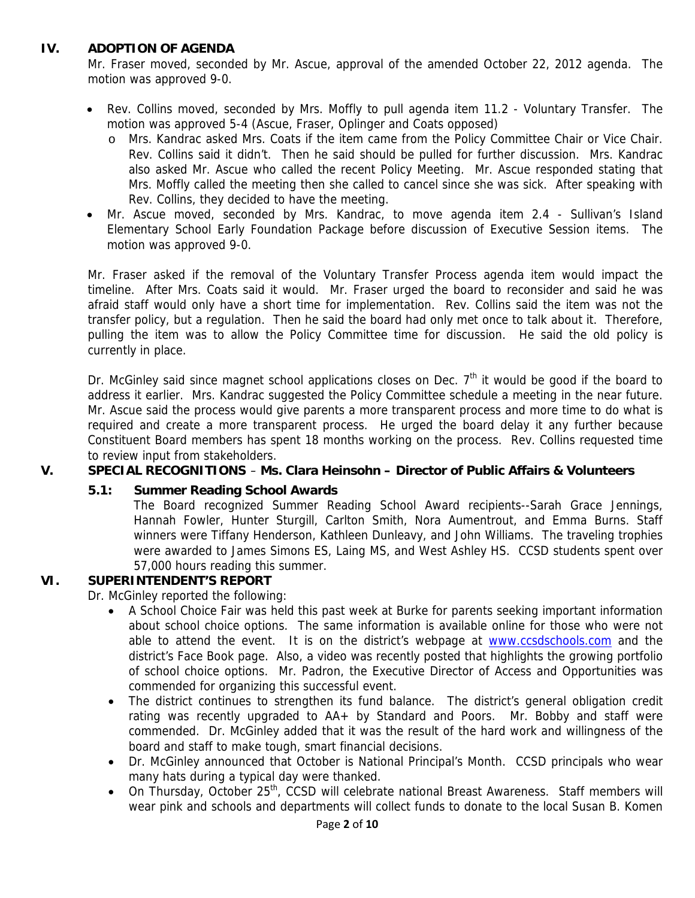## IV. ADOPTION OF AGENDA

Mr. Fraser moved, seconded by Mr. Ascue, approval of the amended October 22, 2012 agenda. The motion was approved 9-0.

- Rev. Collins moved, seconded by Mrs. Moffly to pull agenda item 11.2 - Voluntary Transfer. The motion was approved 5-4 (Ascue, Fraser, Oplinger and Coats opposed)
  - Mrs. Kandrac asked Mrs. Coats if the item came from the Policy Committee Chair or Vice Chair. Rev. Collins said it didn't. Then he said should be pulled for further discussion. Mrs. Kandrac also asked Mr. Ascue who called the recent Policy Meeting. Mr. Ascue responded stating that Mrs. Moffly called the meeting then she called to cancel since she was sick. After speaking with Rev. Collins, they decided to have the meeting.
- Mr. Ascue moved, seconded by Mrs. Kandrac, to move agenda item 2.4 - Sullivan's Island Elementary School Early Foundation Package before discussion of Executive Session items. The motion was approved 9-0.

Mr. Fraser asked if the removal of the Voluntary Transfer Process agenda item would impact the timeline. After Mrs. Coats said it would. Mr. Fraser urged the board to reconsider and said he was afraid staff would only have a short time for implementation. Rev. Collins said the item was not the transfer policy, but a regulation. Then he said the board had only met once to talk about it. Therefore, pulling the item was to allow the Policy Committee time for discussion. He said the old policy is currently in place.

Dr. McGinley said since magnet school applications closes on Dec. 7th it would be good if the board to address it earlier. Mrs. Kandrac suggested the Policy Committee schedule a meeting in the near future. Mr. Ascue said the process would give parents a more transparent process and more time to do what is required and create a more transparent process. He urged the board delay it any further because Constituent Board members has spent 18 months working on the process. Rev. Collins requested time to review input from stakeholders.

## V. SPECIAL RECOGNITIONS – Ms. Clara Heinsohn – Director of Public Affairs & Volunteers

### 5.1: Summer Reading School Awards

The Board recognized Summer Reading School Award recipients--Sarah Grace Jennings, Hannah Fowler, Hunter Sturgill, Carlton Smith, Nora Aumentrout, and Emma Burns. Staff winners were Tiffany Henderson, Kathleen Dunleavy, and John Williams. The traveling trophies were awarded to James Simons ES, Laing MS, and West Ashley HS. CCSD students spent over 57,000 hours reading this summer.

## VI. SUPERINTENDENT'S REPORT

Dr. McGinley reported the following:

- A School Choice Fair was held this past week at Burke for parents seeking important information about school choice options. The same information is available online for those who were not able to attend the event. It is on the district's webpage at www.ccsdschools.com and the district's Face Book page. Also, a video was recently posted that highlights the growing portfolio of school choice options. Mr. Padron, the Executive Director of Access and Opportunities was commended for organizing this successful event.
- The district continues to strengthen its fund balance. The district's general obligation credit rating was recently upgraded to AA+ by Standard and Poors. Mr. Bobby and staff were commended. Dr. McGinley added that it was the result of the hard work and willingness of the board and staff to make tough, smart financial decisions.
- Dr. McGinley announced that October is National Principal's Month. CCSD principals who wear many hats during a typical day were thanked.
- On Thursday, October 25th, CCSD will celebrate national Breast Awareness. Staff members will wear pink and schools and departments will collect funds to donate to the local Susan B. Komen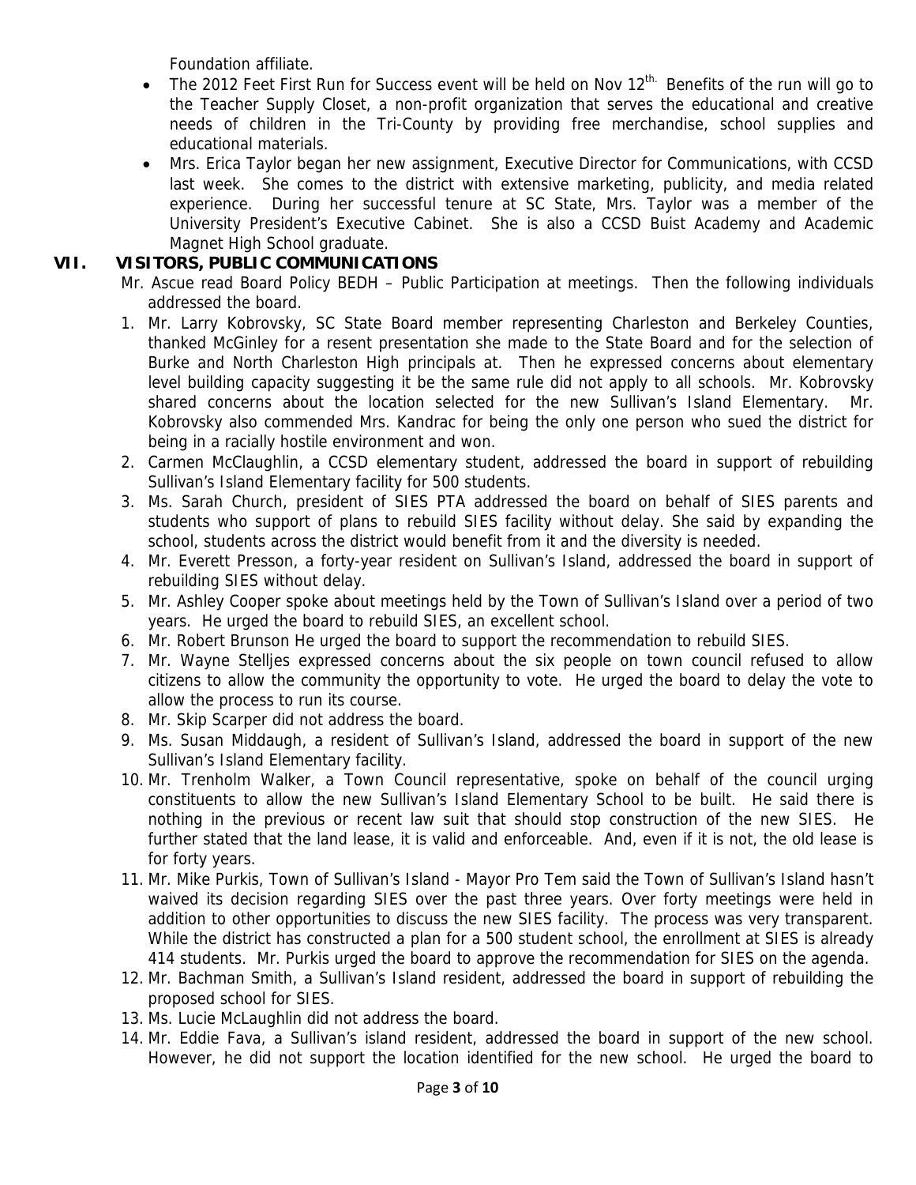Foundation affiliate.

- The 2012 Feet First Run for Success event will be held on Nov 12th. Benefits of the run will go to the Teacher Supply Closet, a non-profit organization that serves the educational and creative needs of children in the Tri-County by providing free merchandise, school supplies and educational materials.
- Mrs. Erica Taylor began her new assignment, Executive Director for Communications, with CCSD last week. She comes to the district with extensive marketing, publicity, and media related experience. During her successful tenure at SC State, Mrs. Taylor was a member of the University President's Executive Cabinet. She is also a CCSD Buist Academy and Academic Magnet High School graduate.

## VII. VISITORS, PUBLIC COMMUNICATIONS

Mr. Ascue read Board Policy BEDH – Public Participation at meetings. Then the following individuals addressed the board.

1. Mr. Larry Kobrovsky, SC State Board member representing Charleston and Berkeley Counties, thanked McGinley for a resent presentation she made to the State Board and for the selection of Burke and North Charleston High principals at. Then he expressed concerns about elementary level building capacity suggesting it be the same rule did not apply to all schools. Mr. Kobrovsky shared concerns about the location selected for the new Sullivan's Island Elementary. Mr. Kobrovsky also commended Mrs. Kandrac for being the only one person who sued the district for being in a racially hostile environment and won.
2. Carmen McClaughlin, a CCSD elementary student, addressed the board in support of rebuilding Sullivan's Island Elementary facility for 500 students.
3. Ms. Sarah Church, president of SIES PTA addressed the board on behalf of SIES parents and students who support of plans to rebuild SIES facility without delay. She said by expanding the school, students across the district would benefit from it and the diversity is needed.
4. Mr. Everett Presson, a forty-year resident on Sullivan's Island, addressed the board in support of rebuilding SIES without delay.
5. Mr. Ashley Cooper spoke about meetings held by the Town of Sullivan's Island over a period of two years. He urged the board to rebuild SIES, an excellent school.
6. Mr. Robert Brunson He urged the board to support the recommendation to rebuild SIES.
7. Mr. Wayne Stelljes expressed concerns about the six people on town council refused to allow citizens to allow the community the opportunity to vote. He urged the board to delay the vote to allow the process to run its course.
8. Mr. Skip Scarper did not address the board.
9. Ms. Susan Middaugh, a resident of Sullivan's Island, addressed the board in support of the new Sullivan's Island Elementary facility.
10. Mr. Trenholm Walker, a Town Council representative, spoke on behalf of the council urging constituents to allow the new Sullivan's Island Elementary School to be built. He said there is nothing in the previous or recent law suit that should stop construction of the new SIES. He further stated that the land lease, it is valid and enforceable. And, even if it is not, the old lease is for forty years.
11. Mr. Mike Purkis, Town of Sullivan's Island - Mayor Pro Tem said the Town of Sullivan's Island hasn't waived its decision regarding SIES over the past three years. Over forty meetings were held in addition to other opportunities to discuss the new SIES facility. The process was very transparent. While the district has constructed a plan for a 500 student school, the enrollment at SIES is already 414 students. Mr. Purkis urged the board to approve the recommendation for SIES on the agenda.
12. Mr. Bachman Smith, a Sullivan's Island resident, addressed the board in support of rebuilding the proposed school for SIES.
13. Ms. Lucie McLaughlin did not address the board.
14. Mr. Eddie Fava, a Sullivan's island resident, addressed the board in support of the new school. However, he did not support the location identified for the new school. He urged the board to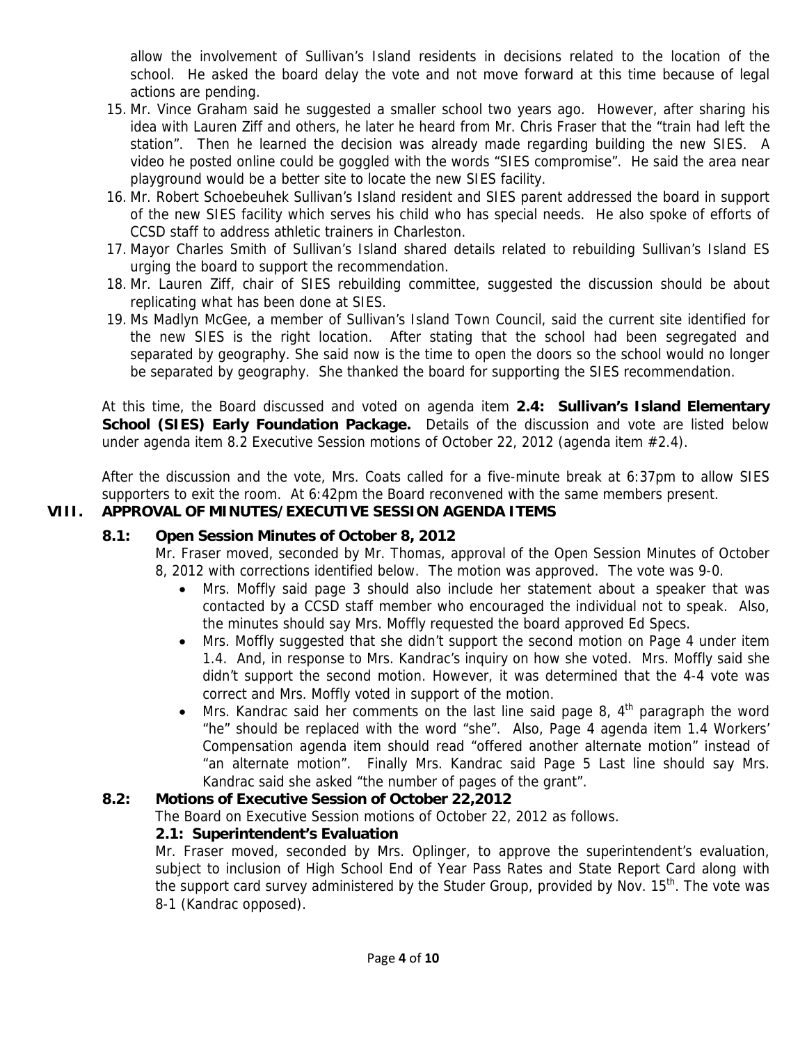allow the involvement of Sullivan's Island residents in decisions related to the location of the school. He asked the board delay the vote and not move forward at this time because of legal actions are pending.

15. Mr. Vince Graham said he suggested a smaller school two years ago. However, after sharing his idea with Lauren Ziff and others, he later he heard from Mr. Chris Fraser that the "train had left the station". Then he learned the decision was already made regarding building the new SIES. A video he posted online could be goggled with the words "SIES compromise". He said the area near playground would be a better site to locate the new SIES facility.
16. Mr. Robert Schoebeuhek Sullivan's Island resident and SIES parent addressed the board in support of the new SIES facility which serves his child who has special needs. He also spoke of efforts of CCSD staff to address athletic trainers in Charleston.
17. Mayor Charles Smith of Sullivan's Island shared details related to rebuilding Sullivan's Island ES urging the board to support the recommendation.
18. Mr. Lauren Ziff, chair of SIES rebuilding committee, suggested the discussion should be about replicating what has been done at SIES.
19. Ms Madlyn McGee, a member of Sullivan's Island Town Council, said the current site identified for the new SIES is the right location. After stating that the school had been segregated and separated by geography. She said now is the time to open the doors so the school would no longer be separated by geography. She thanked the board for supporting the SIES recommendation.

At this time, the Board discussed and voted on agenda item **2.4: Sullivan's Island Elementary School (SIES) Early Foundation Package.** Details of the discussion and vote are listed below under agenda item 8.2 Executive Session motions of October 22, 2012 (agenda item #2.4).

After the discussion and the vote, Mrs. Coats called for a five-minute break at 6:37pm to allow SIES supporters to exit the room. At 6:42pm the Board reconvened with the same members present.

## VIII. APPROVAL OF MINUTES/EXECUTIVE SESSION AGENDA ITEMS

### 8.1: Open Session Minutes of October 8, 2012

Mr. Fraser moved, seconded by Mr. Thomas, approval of the Open Session Minutes of October 8, 2012 with corrections identified below. The motion was approved. The vote was 9-0.

- Mrs. Moffly said page 3 should also include her statement about a speaker that was contacted by a CCSD staff member who encouraged the individual not to speak. Also, the minutes should say Mrs. Moffly requested the board approved Ed Specs.
- Mrs. Moffly suggested that she didn't support the second motion on Page 4 under item 1.4. And, in response to Mrs. Kandrac's inquiry on how she voted. Mrs. Moffly said she didn't support the second motion. However, it was determined that the 4-4 vote was correct and Mrs. Moffly voted in support of the motion.
- Mrs. Kandrac said her comments on the last line said page 8, 4th paragraph the word "he" should be replaced with the word "she". Also, Page 4 agenda item 1.4 Workers' Compensation agenda item should read "offered another alternate motion" instead of "an alternate motion". Finally Mrs. Kandrac said Page 5 Last line should say Mrs. Kandrac said she asked "the number of pages of the grant".

### 8.2: Motions of Executive Session of October 22,2012

The Board on Executive Session motions of October 22, 2012 as follows.

**2.1: Superintendent's Evaluation**

Mr. Fraser moved, seconded by Mrs. Oplinger, to approve the superintendent's evaluation, subject to inclusion of High School End of Year Pass Rates and State Report Card along with the support card survey administered by the Studer Group, provided by Nov. 15th. The vote was 8-1 (Kandrac opposed).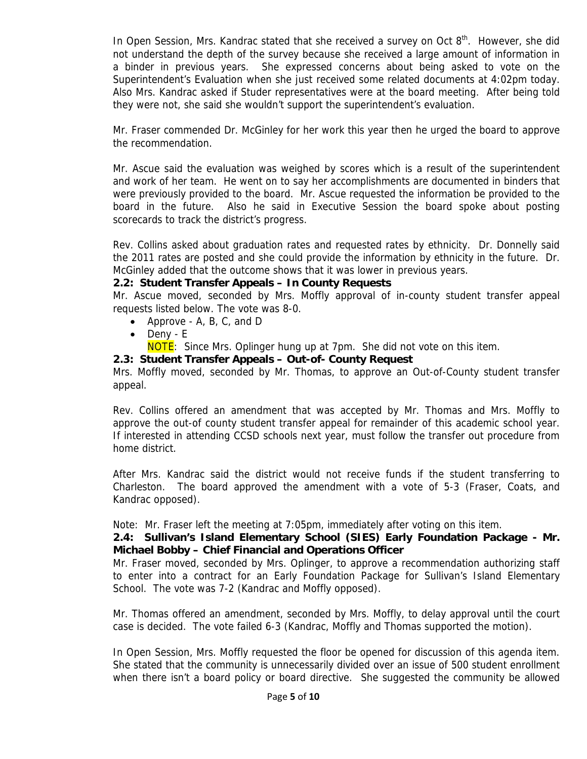In Open Session, Mrs. Kandrac stated that she received a survey on Oct 8th. However, she did not understand the depth of the survey because she received a large amount of information in a binder in previous years. She expressed concerns about being asked to vote on the Superintendent's Evaluation when she just received some related documents at 4:02pm today. Also Mrs. Kandrac asked if Studer representatives were at the board meeting. After being told they were not, she said she wouldn't support the superintendent's evaluation.

Mr. Fraser commended Dr. McGinley for her work this year then he urged the board to approve the recommendation.

Mr. Ascue said the evaluation was weighed by scores which is a result of the superintendent and work of her team. He went on to say her accomplishments are documented in binders that were previously provided to the board. Mr. Ascue requested the information be provided to the board in the future. Also he said in Executive Session the board spoke about posting scorecards to track the district's progress.

Rev. Collins asked about graduation rates and requested rates by ethnicity. Dr. Donnelly said the 2011 rates are posted and she could provide the information by ethnicity in the future. Dr. McGinley added that the outcome shows that it was lower in previous years.

**2.2: Student Transfer Appeals – In County Requests**

Mr. Ascue moved, seconded by Mrs. Moffly approval of in-county student transfer appeal requests listed below. The vote was 8-0.

- Approve - A, B, C, and D
- Deny - E

NOTE: Since Mrs. Oplinger hung up at 7pm. She did not vote on this item.

**2.3: Student Transfer Appeals – Out-of- County Request**

Mrs. Moffly moved, seconded by Mr. Thomas, to approve an Out-of-County student transfer appeal.

Rev. Collins offered an amendment that was accepted by Mr. Thomas and Mrs. Moffly to approve the out-of county student transfer appeal for remainder of this academic school year. If interested in attending CCSD schools next year, must follow the transfer out procedure from home district.

After Mrs. Kandrac said the district would not receive funds if the student transferring to Charleston. The board approved the amendment with a vote of 5-3 (Fraser, Coats, and Kandrac opposed).

Note: Mr. Fraser left the meeting at 7:05pm, immediately after voting on this item.

**2.4: Sullivan's Island Elementary School (SIES) Early Foundation Package - Mr. Michael Bobby – Chief Financial and Operations Officer**

Mr. Fraser moved, seconded by Mrs. Oplinger, to approve a recommendation authorizing staff to enter into a contract for an Early Foundation Package for Sullivan's Island Elementary School. The vote was 7-2 (Kandrac and Moffly opposed).

Mr. Thomas offered an amendment, seconded by Mrs. Moffly, to delay approval until the court case is decided. The vote failed 6-3 (Kandrac, Moffly and Thomas supported the motion).

In Open Session, Mrs. Moffly requested the floor be opened for discussion of this agenda item. She stated that the community is unnecessarily divided over an issue of 500 student enrollment when there isn't a board policy or board directive. She suggested the community be allowed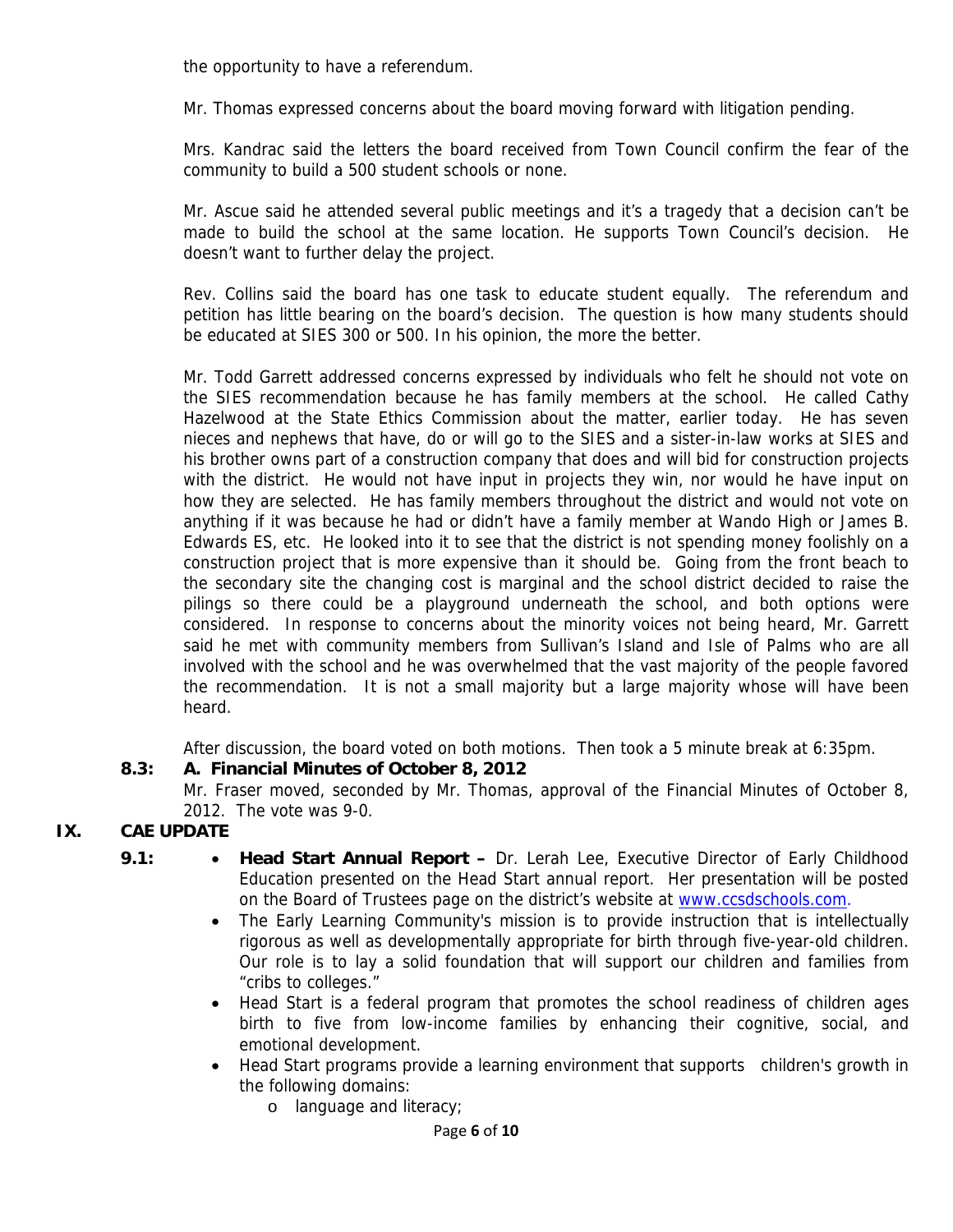the opportunity to have a referendum.

Mr. Thomas expressed concerns about the board moving forward with litigation pending.

Mrs. Kandrac said the letters the board received from Town Council confirm the fear of the community to build a 500 student schools or none.

Mr. Ascue said he attended several public meetings and it's a tragedy that a decision can't be made to build the school at the same location. He supports Town Council's decision. He doesn't want to further delay the project.

Rev. Collins said the board has one task to educate student equally. The referendum and petition has little bearing on the board's decision. The question is how many students should be educated at SIES 300 or 500. In his opinion, the more the better.

Mr. Todd Garrett addressed concerns expressed by individuals who felt he should not vote on the SIES recommendation because he has family members at the school. He called Cathy Hazelwood at the State Ethics Commission about the matter, earlier today. He has seven nieces and nephews that have, do or will go to the SIES and a sister-in-law works at SIES and his brother owns part of a construction company that does and will bid for construction projects with the district. He would not have input in projects they win, nor would he have input on how they are selected. He has family members throughout the district and would not vote on anything if it was because he had or didn't have a family member at Wando High or James B. Edwards ES, etc. He looked into it to see that the district is not spending money foolishly on a construction project that is more expensive than it should be. Going from the front beach to the secondary site the changing cost is marginal and the school district decided to raise the pilings so there could be a playground underneath the school, and both options were considered. In response to concerns about the minority voices not being heard, Mr. Garrett said he met with community members from Sullivan's Island and Isle of Palms who are all involved with the school and he was overwhelmed that the vast majority of the people favored the recommendation. It is not a small majority but a large majority whose will have been heard.

After discussion, the board voted on both motions. Then took a 5 minute break at 6:35pm.

**8.3: A. Financial Minutes of October 8, 2012**

Mr. Fraser moved, seconded by Mr. Thomas, approval of the Financial Minutes of October 8, 2012. The vote was 9-0.

## IX. CAE UPDATE

**9.1:**

- **Head Start Annual Report –** Dr. Lerah Lee, Executive Director of Early Childhood Education presented on the Head Start annual report. Her presentation will be posted on the Board of Trustees page on the district's website at www.ccsdschools.com.
- The Early Learning Community's mission is to provide instruction that is intellectually rigorous as well as developmentally appropriate for birth through five-year-old children. Our role is to lay a solid foundation that will support our children and families from "cribs to colleges."
- Head Start is a federal program that promotes the school readiness of children ages birth to five from low-income families by enhancing their cognitive, social, and emotional development.
- Head Start programs provide a learning environment that supports children's growth in the following domains:
    - language and literacy;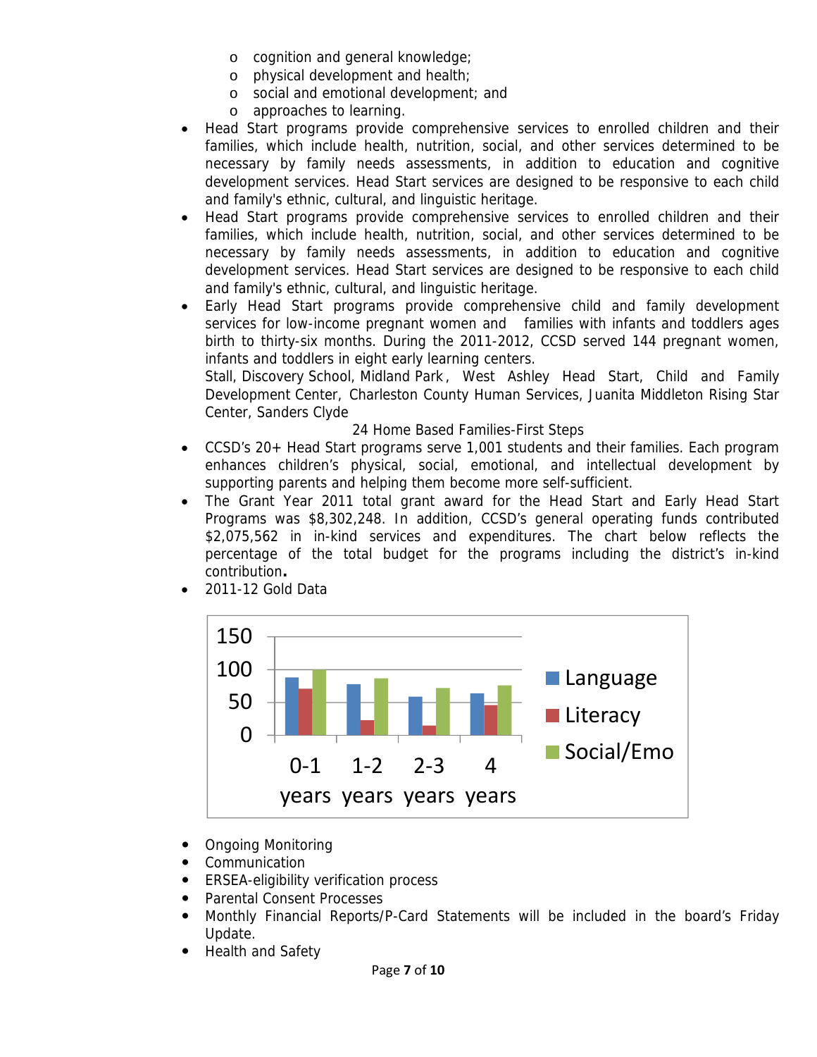- cognition and general knowledge;
  - physical development and health;
  - social and emotional development; and
  - approaches to learning.
- Head Start programs provide comprehensive services to enrolled children and their families, which include health, nutrition, social, and other services determined to be necessary by family needs assessments, in addition to education and cognitive development services. Head Start services are designed to be responsive to each child and family's ethnic, cultural, and linguistic heritage.
- Head Start programs provide comprehensive services to enrolled children and their families, which include health, nutrition, social, and other services determined to be necessary by family needs assessments, in addition to education and cognitive development services. Head Start services are designed to be responsive to each child and family's ethnic, cultural, and linguistic heritage.
- Early Head Start programs provide comprehensive child and family development services for low-income pregnant women and families with infants and toddlers ages birth to thirty-six months. During the 2011-2012, CCSD served 144 pregnant women, infants and toddlers in eight early learning centers.
  Stall, Discovery School, Midland Park, West Ashley Head Start, Child and Family Development Center, Charleston County Human Services, Juanita Middleton Rising Star Center, Sanders Clyde
  24 Home Based Families-First Steps
- CCSD's 20+ Head Start programs serve 1,001 students and their families. Each program enhances children's physical, social, emotional, and intellectual development by supporting parents and helping them become more self-sufficient.
- The Grant Year 2011 total grant award for the Head Start and Early Head Start Programs was $8,302,248. In addition, CCSD's general operating funds contributed $2,075,562 in in-kind services and expenditures. The chart below reflects the percentage of the total budget for the programs including the district's in-kind contribution**.**
- 2011-12 Gold Data

| | Language | Literacy | Social/Emo |
|---|---|---|---|
| 0-1 years | 88 | 70 | 100 |
| 1-2 years | 77 | 22 | 86 |
| 2-3 years | 58 | 14 | 71 |
| 4 years | 63 | 45 | 75 |

- Ongoing Monitoring
- Communication
- ERSEA-eligibility verification process
- Parental Consent Processes
- Monthly Financial Reports/P-Card Statements will be included in the board's Friday Update.
- Health and Safety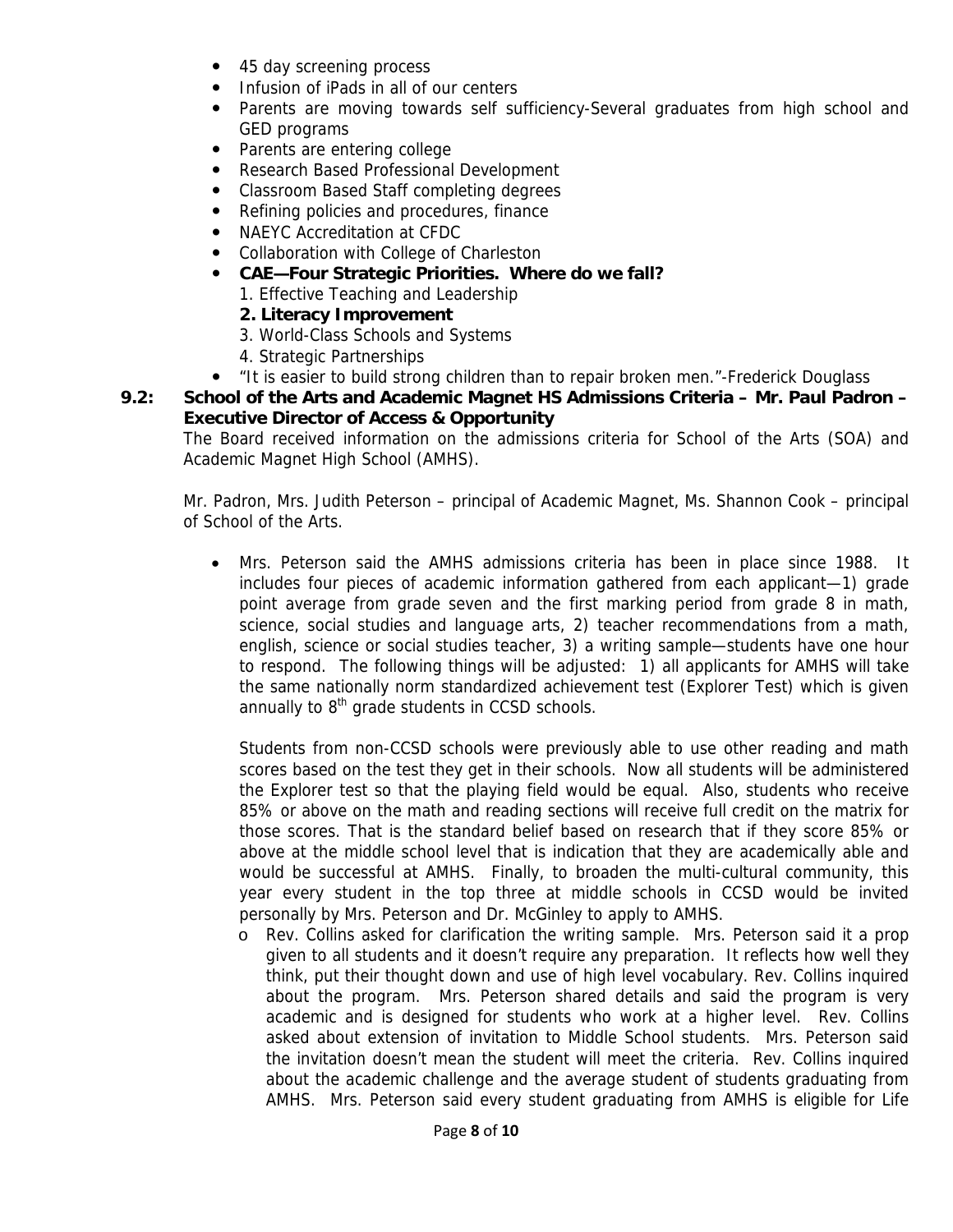- 45 day screening process
- Infusion of iPads in all of our centers
- Parents are moving towards self sufficiency-Several graduates from high school and GED programs
- Parents are entering college
- Research Based Professional Development
- Classroom Based Staff completing degrees
- Refining policies and procedures, finance
- NAEYC Accreditation at CFDC
- Collaboration with College of Charleston
- **CAE—Four Strategic Priorities. Where do we fall?**
  1. Effective Teaching and Leadership
  2. **Literacy Improvement**
  3. World-Class Schools and Systems
  4. Strategic Partnerships
- "It is easier to build strong children than to repair broken men."-Frederick Douglass

**9.2: School of the Arts and Academic Magnet HS Admissions Criteria – Mr. Paul Padron – Executive Director of Access & Opportunity**

The Board received information on the admissions criteria for School of the Arts (SOA) and Academic Magnet High School (AMHS).

Mr. Padron, Mrs. Judith Peterson – principal of Academic Magnet, Ms. Shannon Cook – principal of School of the Arts.

- Mrs. Peterson said the AMHS admissions criteria has been in place since 1988. It includes four pieces of academic information gathered from each applicant—1) grade point average from grade seven and the first marking period from grade 8 in math, science, social studies and language arts, 2) teacher recommendations from a math, english, science or social studies teacher, 3) a writing sample—students have one hour to respond. The following things will be adjusted: 1) all applicants for AMHS will take the same nationally norm standardized achievement test (Explorer Test) which is given annually to 8th grade students in CCSD schools.

  Students from non-CCSD schools were previously able to use other reading and math scores based on the test they get in their schools. Now all students will be administered the Explorer test so that the playing field would be equal. Also, students who receive 85% or above on the math and reading sections will receive full credit on the matrix for those scores. That is the standard belief based on research that if they score 85% or above at the middle school level that is indication that they are academically able and would be successful at AMHS. Finally, to broaden the multi-cultural community, this year every student in the top three at middle schools in CCSD would be invited personally by Mrs. Peterson and Dr. McGinley to apply to AMHS.

  - Rev. Collins asked for clarification the writing sample. Mrs. Peterson said it a prop given to all students and it doesn't require any preparation. It reflects how well they think, put their thought down and use of high level vocabulary. Rev. Collins inquired about the program. Mrs. Peterson shared details and said the program is very academic and is designed for students who work at a higher level. Rev. Collins asked about extension of invitation to Middle School students. Mrs. Peterson said the invitation doesn't mean the student will meet the criteria. Rev. Collins inquired about the academic challenge and the average student of students graduating from AMHS. Mrs. Peterson said every student graduating from AMHS is eligible for Life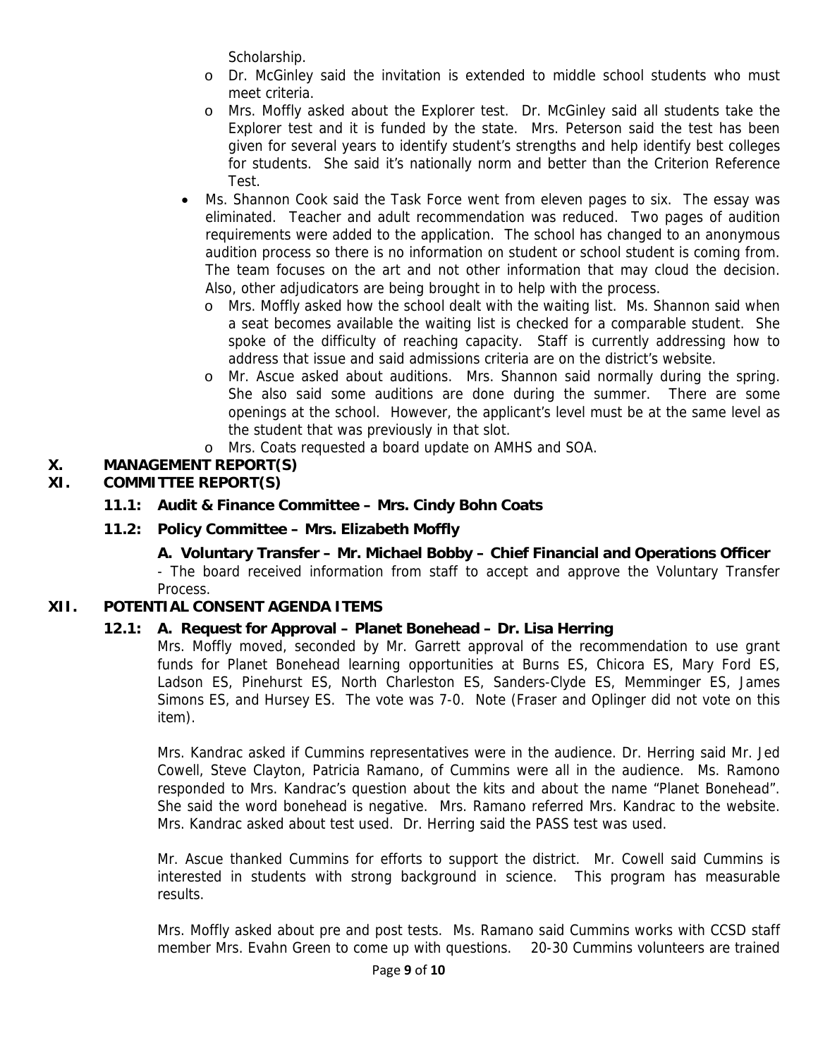Scholarship.

    - Dr. McGinley said the invitation is extended to middle school students who must meet criteria.
    - Mrs. Moffly asked about the Explorer test. Dr. McGinley said all students take the Explorer test and it is funded by the state. Mrs. Peterson said the test has been given for several years to identify student's strengths and help identify best colleges for students. She said it's nationally norm and better than the Criterion Reference Test.
- Ms. Shannon Cook said the Task Force went from eleven pages to six. The essay was eliminated. Teacher and adult recommendation was reduced. Two pages of audition requirements were added to the application. The school has changed to an anonymous audition process so there is no information on student or school student is coming from. The team focuses on the art and not other information that may cloud the decision. Also, other adjudicators are being brought in to help with the process.
    - Mrs. Moffly asked how the school dealt with the waiting list. Ms. Shannon said when a seat becomes available the waiting list is checked for a comparable student. She spoke of the difficulty of reaching capacity. Staff is currently addressing how to address that issue and said admissions criteria are on the district's website.
    - Mr. Ascue asked about auditions. Mrs. Shannon said normally during the spring. She also said some auditions are done during the summer. There are some openings at the school. However, the applicant's level must be at the same level as the student that was previously in that slot.
    - Mrs. Coats requested a board update on AMHS and SOA.

## X. MANAGEMENT REPORT(S)

## XI. COMMITTEE REPORT(S)

### 11.1: Audit & Finance Committee – Mrs. Cindy Bohn Coats

### 11.2: Policy Committee – Mrs. Elizabeth Moffly

**A. Voluntary Transfer – Mr. Michael Bobby – Chief Financial and Operations Officer**

- The board received information from staff to accept and approve the Voluntary Transfer Process.

## XII. POTENTIAL CONSENT AGENDA ITEMS

### 12.1: A. Request for Approval – Planet Bonehead – Dr. Lisa Herring

Mrs. Moffly moved, seconded by Mr. Garrett approval of the recommendation to use grant funds for Planet Bonehead learning opportunities at Burns ES, Chicora ES, Mary Ford ES, Ladson ES, Pinehurst ES, North Charleston ES, Sanders-Clyde ES, Memminger ES, James Simons ES, and Hursey ES. The vote was 7-0. Note (Fraser and Oplinger did not vote on this item).

Mrs. Kandrac asked if Cummins representatives were in the audience. Dr. Herring said Mr. Jed Cowell, Steve Clayton, Patricia Ramano, of Cummins were all in the audience. Ms. Ramono responded to Mrs. Kandrac's question about the kits and about the name "Planet Bonehead". She said the word bonehead is negative. Mrs. Ramano referred Mrs. Kandrac to the website. Mrs. Kandrac asked about test used. Dr. Herring said the PASS test was used.

Mr. Ascue thanked Cummins for efforts to support the district. Mr. Cowell said Cummins is interested in students with strong background in science. This program has measurable results.

Mrs. Moffly asked about pre and post tests. Ms. Ramano said Cummins works with CCSD staff member Mrs. Evahn Green to come up with questions. 20-30 Cummins volunteers are trained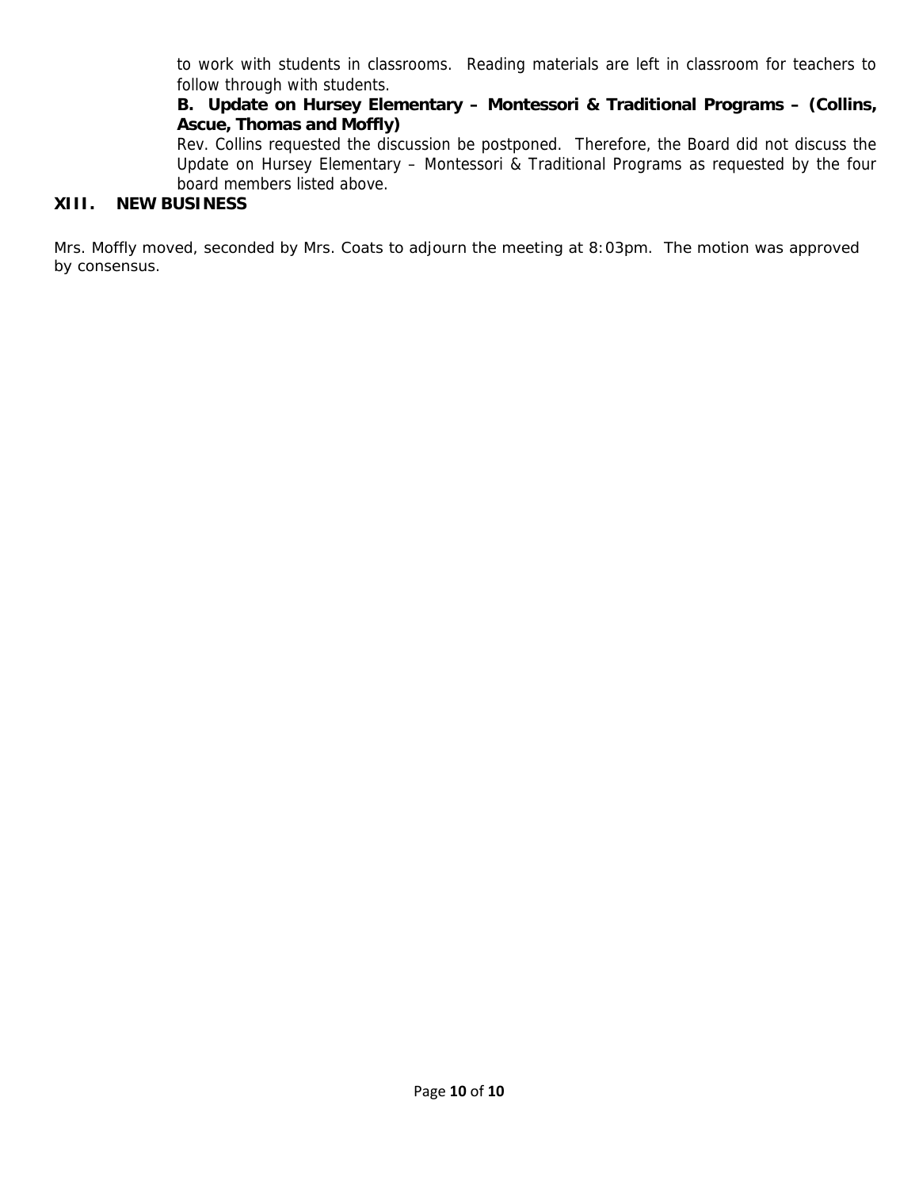to work with students in classrooms. Reading materials are left in classroom for teachers to follow through with students.

**B. Update on Hursey Elementary – Montessori & Traditional Programs – (Collins, Ascue, Thomas and Moffly)**

Rev. Collins requested the discussion be postponed. Therefore, the Board did not discuss the Update on Hursey Elementary – Montessori & Traditional Programs as requested by the four board members listed above.

## XIII. NEW BUSINESS

Mrs. Moffly moved, seconded by Mrs. Coats to adjourn the meeting at 8:03pm. The motion was approved by consensus.